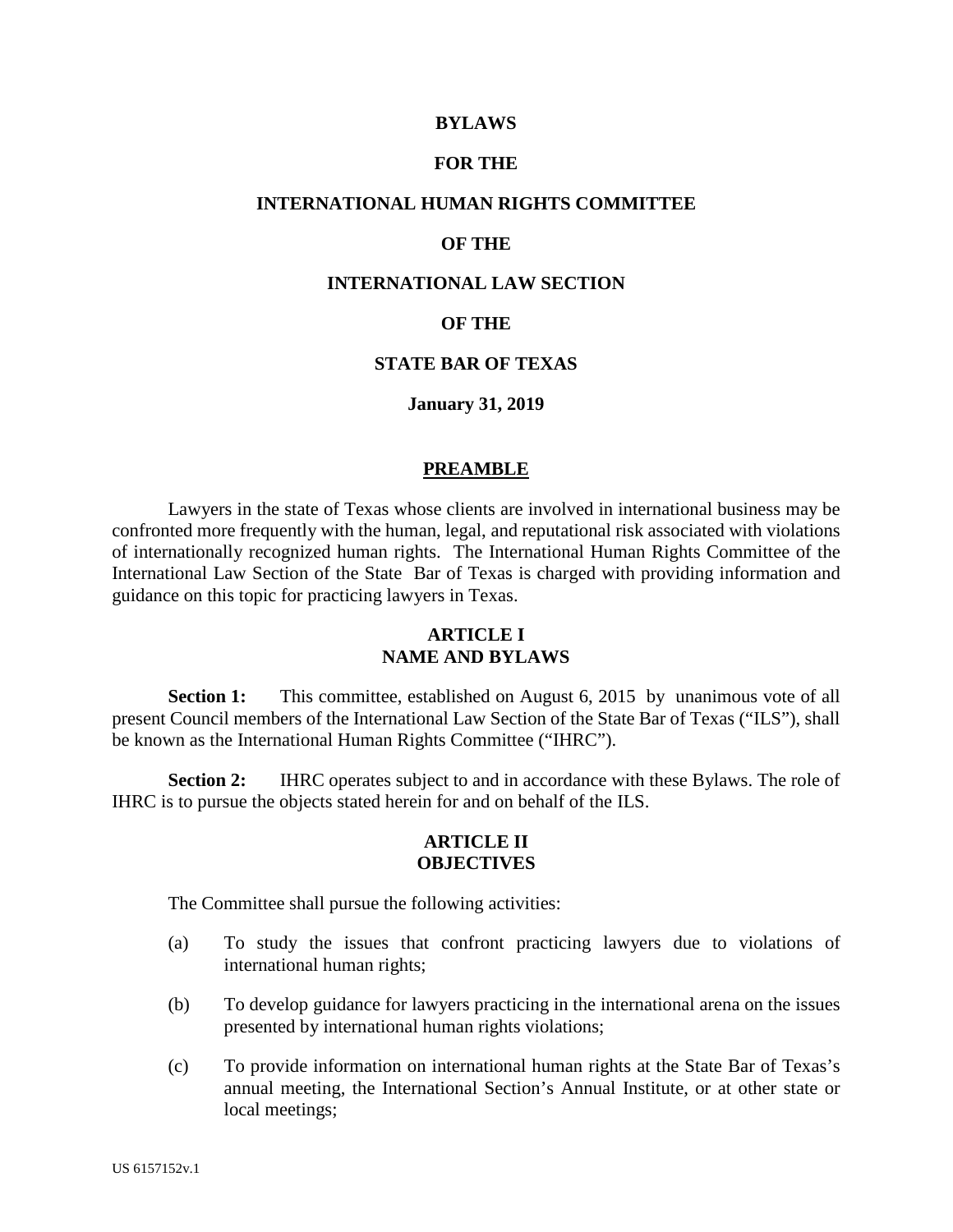# BYLAWS

# FOR THE

# INTERNATIONAL HUMAN RIGHTS COMMITTEE

# OF THE

# INTERNATIONAL LAW SECTION

# OF THE

# STATE BAR OF TEXAS

**January 31, 2019**

## PREAMBLE

Lawyers in the state of Texas whose clients are involved in international business may be confronted more frequently with the human, legal, and reputational risk associated with violations of internationally recognized human rights. The International Human Rights Committee of the International Law Section of the State Bar of Texas is charged with providing information and guidance on this topic for practicing lawyers in Texas.

## ARTICLE I
## NAME AND BYLAWS

**Section 1:** This committee, established on August 6, 2015 by unanimous vote of all present Council members of the International Law Section of the State Bar of Texas ("ILS"), shall be known as the International Human Rights Committee ("IHRC").

**Section 2:** IHRC operates subject to and in accordance with these Bylaws. The role of IHRC is to pursue the objects stated herein for and on behalf of the ILS.

## ARTICLE II
## OBJECTIVES

The Committee shall pursue the following activities:

(a) To study the issues that confront practicing lawyers due to violations of international human rights;

(b) To develop guidance for lawyers practicing in the international arena on the issues presented by international human rights violations;

(c) To provide information on international human rights at the State Bar of Texas's annual meeting, the International Section's Annual Institute, or at other state or local meetings;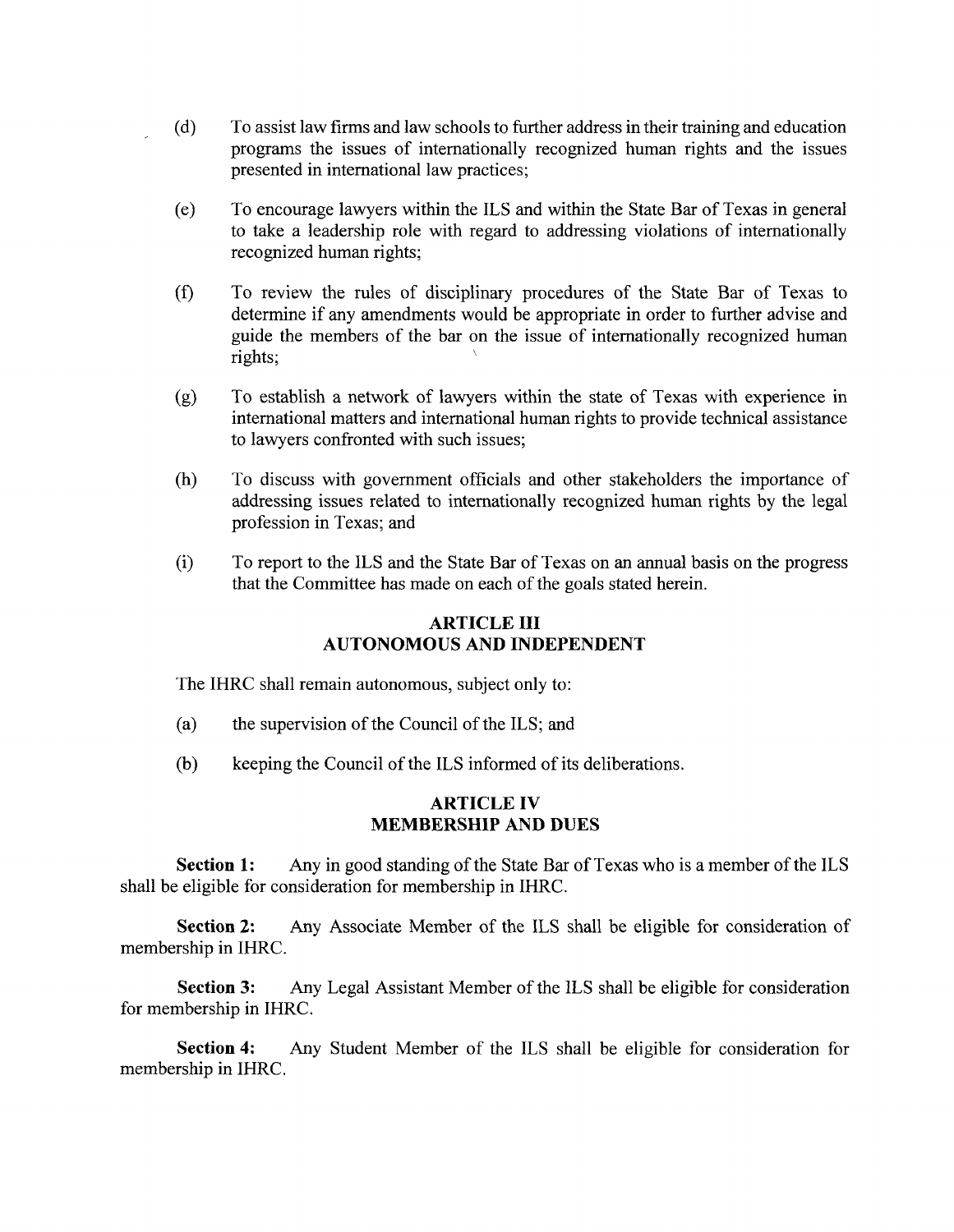(d) To assist law firms and law schools to further address in their training and education programs the issues of internationally recognized human rights and the issues presented in international law practices;

(e) To encourage lawyers within the ILS and within the State Bar of Texas in general to take a leadership role with regard to addressing violations of internationally recognized human rights;

(f) To review the rules of disciplinary procedures of the State Bar of Texas to determine if any amendments would be appropriate in order to further advise and guide the members of the bar on the issue of internationally recognized human rights;

(g) To establish a network of lawyers within the state of Texas with experience in international matters and international human rights to provide technical assistance to lawyers confronted with such issues;

(h) To discuss with government officials and other stakeholders the importance of addressing issues related to internationally recognized human rights by the legal profession in Texas; and

(i) To report to the ILS and the State Bar of Texas on an annual basis on the progress that the Committee has made on each of the goals stated herein.

## ARTICLE III
## AUTONOMOUS AND INDEPENDENT

The IHRC shall remain autonomous, subject only to:

(a) the supervision of the Council of the ILS; and

(b) keeping the Council of the ILS informed of its deliberations.

## ARTICLE IV
## MEMBERSHIP AND DUES

**Section 1:** Any in good standing of the State Bar of Texas who is a member of the ILS shall be eligible for consideration for membership in IHRC.

**Section 2:** Any Associate Member of the ILS shall be eligible for consideration of membership in IHRC.

**Section 3:** Any Legal Assistant Member of the ILS shall be eligible for consideration for membership in IHRC.

**Section 4:** Any Student Member of the ILS shall be eligible for consideration for membership in IHRC.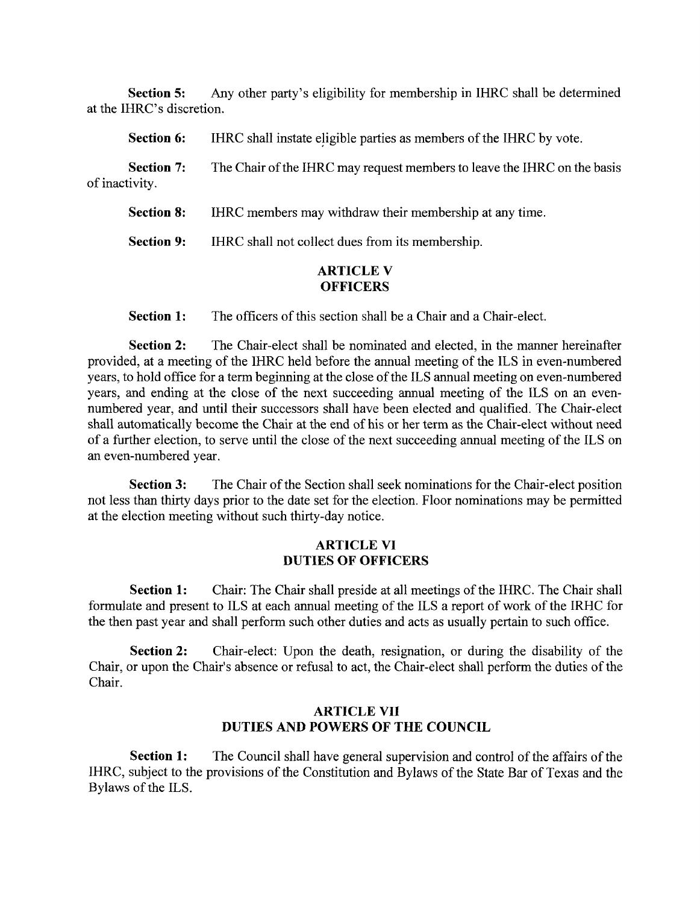**Section 5:** Any other party's eligibility for membership in IHRC shall be determined at the IHRC's discretion.

**Section 6:** IHRC shall instate eligible parties as members of the IHRC by vote.

**Section 7:** The Chair of the IHRC may request members to leave the IHRC on the basis of inactivity.

**Section 8:** IHRC members may withdraw their membership at any time.

**Section 9:** IHRC shall not collect dues from its membership.

## ARTICLE V
## OFFICERS

**Section 1:** The officers of this section shall be a Chair and a Chair-elect.

**Section 2:** The Chair-elect shall be nominated and elected, in the manner hereinafter provided, at a meeting of the IHRC held before the annual meeting of the ILS in even-numbered years, to hold office for a term beginning at the close of the ILS annual meeting on even-numbered years, and ending at the close of the next succeeding annual meeting of the ILS on an even-numbered year, and until their successors shall have been elected and qualified. The Chair-elect shall automatically become the Chair at the end of his or her term as the Chair-elect without need of a further election, to serve until the close of the next succeeding annual meeting of the ILS on an even-numbered year.

**Section 3:** The Chair of the Section shall seek nominations for the Chair-elect position not less than thirty days prior to the date set for the election. Floor nominations may be permitted at the election meeting without such thirty-day notice.

## ARTICLE VI
## DUTIES OF OFFICERS

**Section 1:** Chair: The Chair shall preside at all meetings of the IHRC. The Chair shall formulate and present to ILS at each annual meeting of the ILS a report of work of the IRHC for the then past year and shall perform such other duties and acts as usually pertain to such office.

**Section 2:** Chair-elect: Upon the death, resignation, or during the disability of the Chair, or upon the Chair's absence or refusal to act, the Chair-elect shall perform the duties of the Chair.

## ARTICLE VII
## DUTIES AND POWERS OF THE COUNCIL

**Section 1:** The Council shall have general supervision and control of the affairs of the IHRC, subject to the provisions of the Constitution and Bylaws of the State Bar of Texas and the Bylaws of the ILS.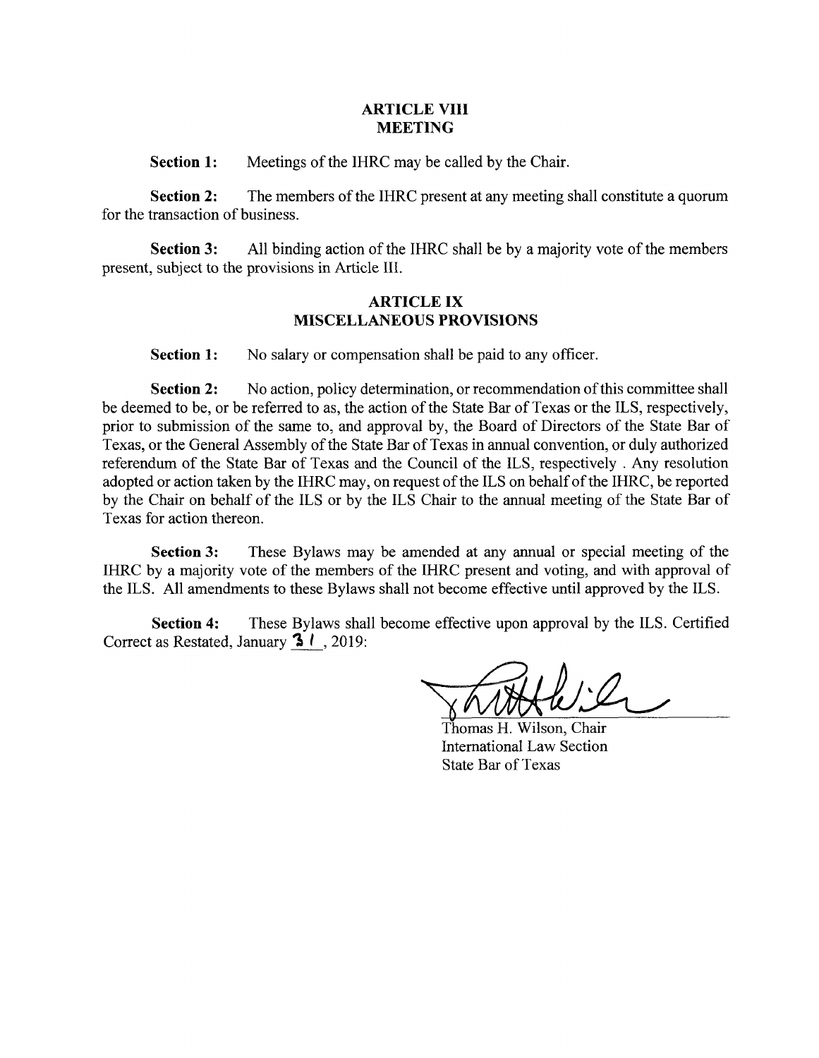## ARTICLE VIII
## MEETING

**Section 1:** Meetings of the IHRC may be called by the Chair.

**Section 2:** The members of the IHRC present at any meeting shall constitute a quorum for the transaction of business.

**Section 3:** All binding action of the IHRC shall be by a majority vote of the members present, subject to the provisions in Article III.

## ARTICLE IX
## MISCELLANEOUS PROVISIONS

**Section 1:** No salary or compensation shall be paid to any officer.

**Section 2:** No action, policy determination, or recommendation of this committee shall be deemed to be, or be referred to as, the action of the State Bar of Texas or the ILS, respectively, prior to submission of the same to, and approval by, the Board of Directors of the State Bar of Texas, or the General Assembly of the State Bar of Texas in annual convention, or duly authorized referendum of the State Bar of Texas and the Council of the ILS, respectively . Any resolution adopted or action taken by the IHRC may, on request of the ILS on behalf of the IHRC, be reported by the Chair on behalf of the ILS or by the ILS Chair to the annual meeting of the State Bar of Texas for action thereon.

**Section 3:** These Bylaws may be amended at any annual or special meeting of the IHRC by a majority vote of the members of the IHRC present and voting, and with approval of the ILS. All amendments to these Bylaws shall not become effective until approved by the ILS.

**Section 4:** These Bylaws shall become effective upon approval by the ILS. Certified Correct as Restated, January 31, 2019:

Thomas H. Wilson, Chair
International Law Section
State Bar of Texas